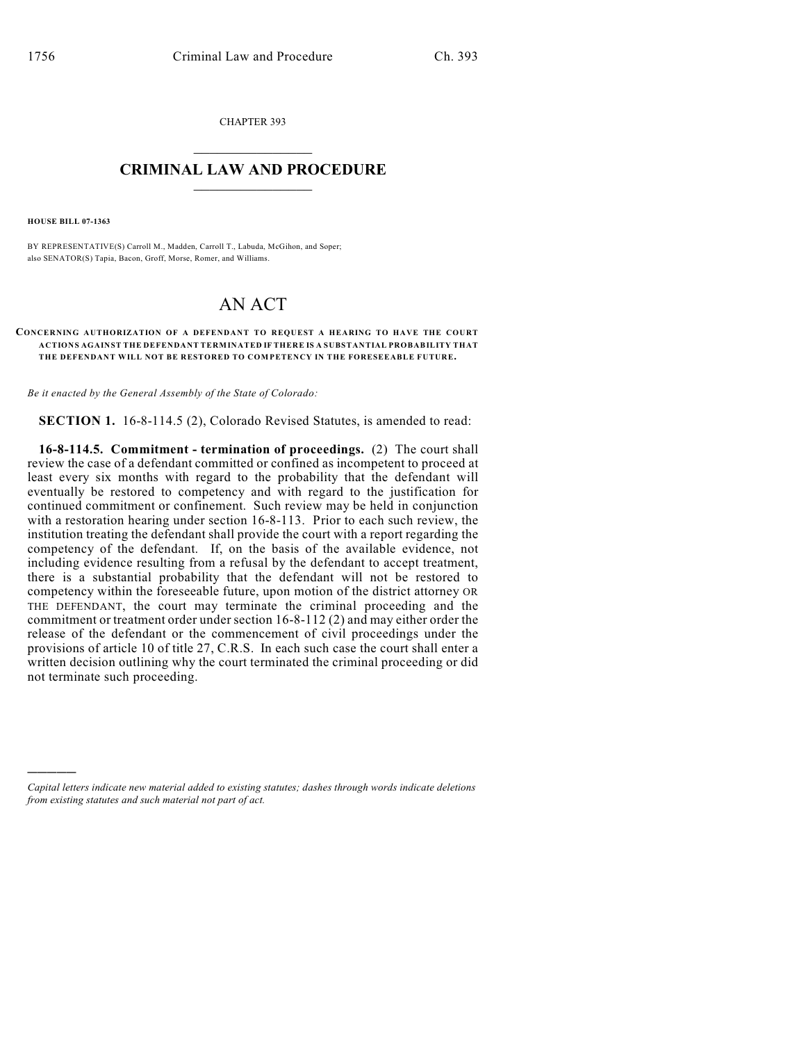CHAPTER 393

# CRIMINAL LAW AND PROCEDURE

**HOUSE BILL 07-1363**

BY REPRESENTATIVE(S) Carroll M., Madden, Carroll T., Labuda, McGihon, and Soper; also SENATOR(S) Tapia, Bacon, Groff, Morse, Romer, and Williams.

# AN ACT

**CONCERNING AUTHORIZATION OF A DEFENDANT TO REQUEST A HEARING TO HAVE THE COURT ACTIONS AGAINST THE DEFENDANT TERMINATED IF THERE IS A SUBSTANTIAL PROBABILITY THAT THE DEFENDANT WILL NOT BE RESTORED TO COMPETENCY IN THE FORESEEABLE FUTURE.**

*Be it enacted by the General Assembly of the State of Colorado:*

**SECTION 1.** 16-8-114.5 (2), Colorado Revised Statutes, is amended to read:

**16-8-114.5. Commitment - termination of proceedings.** (2) The court shall review the case of a defendant committed or confined as incompetent to proceed at least every six months with regard to the probability that the defendant will eventually be restored to competency and with regard to the justification for continued commitment or confinement. Such review may be held in conjunction with a restoration hearing under section 16-8-113. Prior to each such review, the institution treating the defendant shall provide the court with a report regarding the competency of the defendant. If, on the basis of the available evidence, not including evidence resulting from a refusal by the defendant to accept treatment, there is a substantial probability that the defendant will not be restored to competency within the foreseeable future, upon motion of the district attorney OR THE DEFENDANT, the court may terminate the criminal proceeding and the commitment or treatment order under section 16-8-112 (2) and may either order the release of the defendant or the commencement of civil proceedings under the provisions of article 10 of title 27, C.R.S. In each such case the court shall enter a written decision outlining why the court terminated the criminal proceeding or did not terminate such proceeding.

---

*Capital letters indicate new material added to existing statutes; dashes through words indicate deletions from existing statutes and such material not part of act.*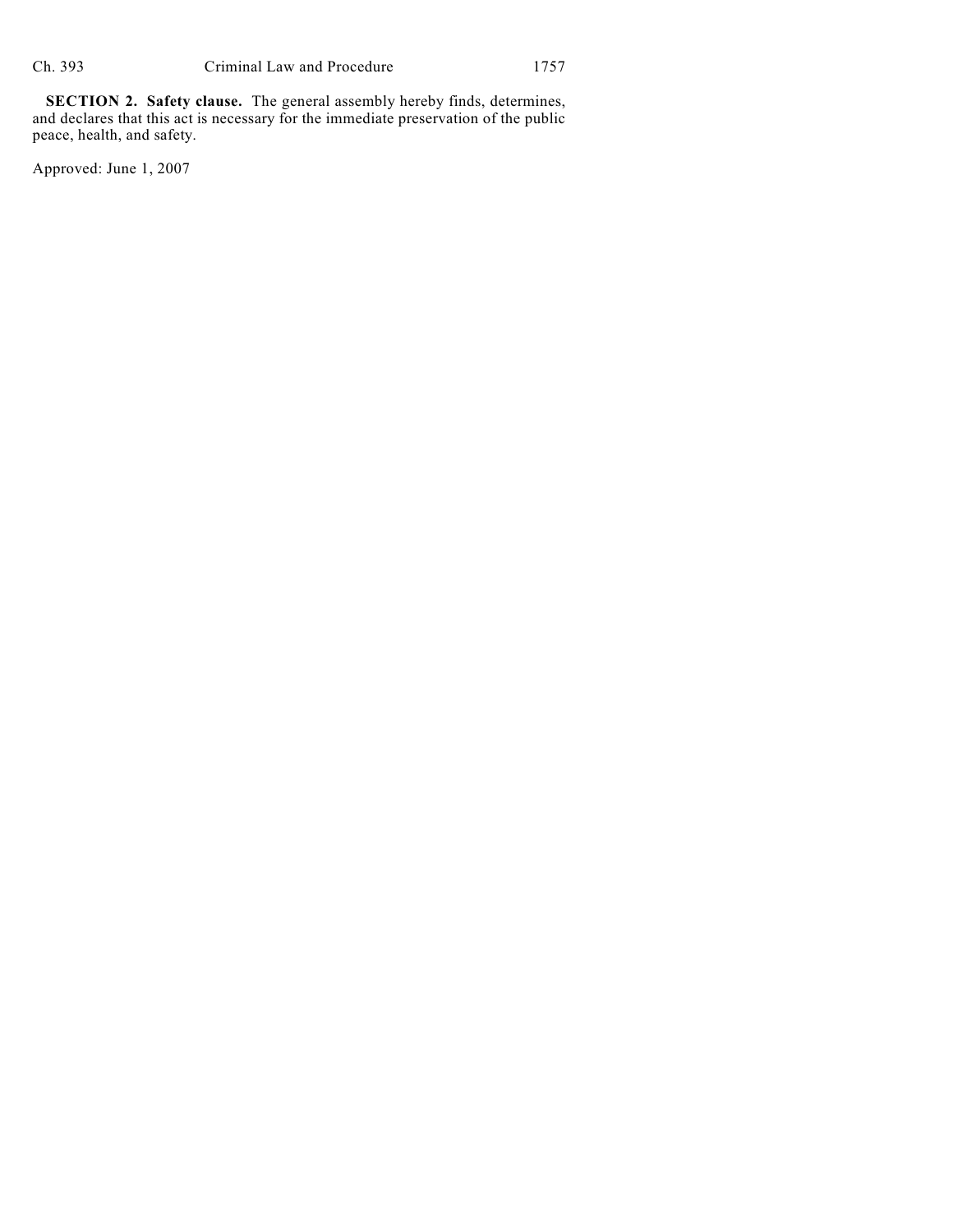**SECTION 2. Safety clause.** The general assembly hereby finds, determines, and declares that this act is necessary for the immediate preservation of the public peace, health, and safety.

Approved: June 1, 2007